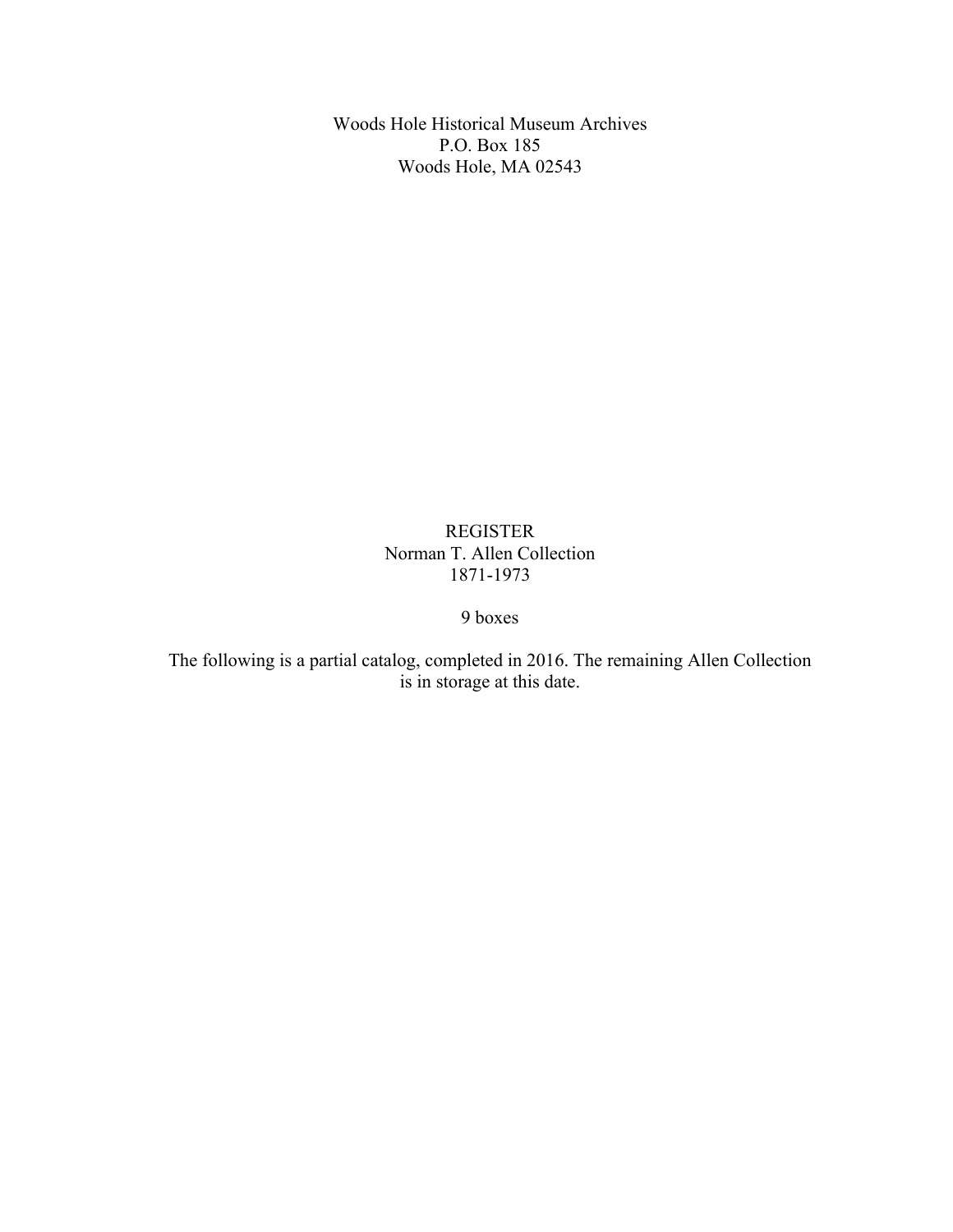Woods Hole Historical Museum Archives
P.O. Box 185
Woods Hole, MA 02543

# REGISTER
## Norman T. Allen Collection
1871-1973

9 boxes

The following is a partial catalog, completed in 2016. The remaining Allen Collection is in storage at this date.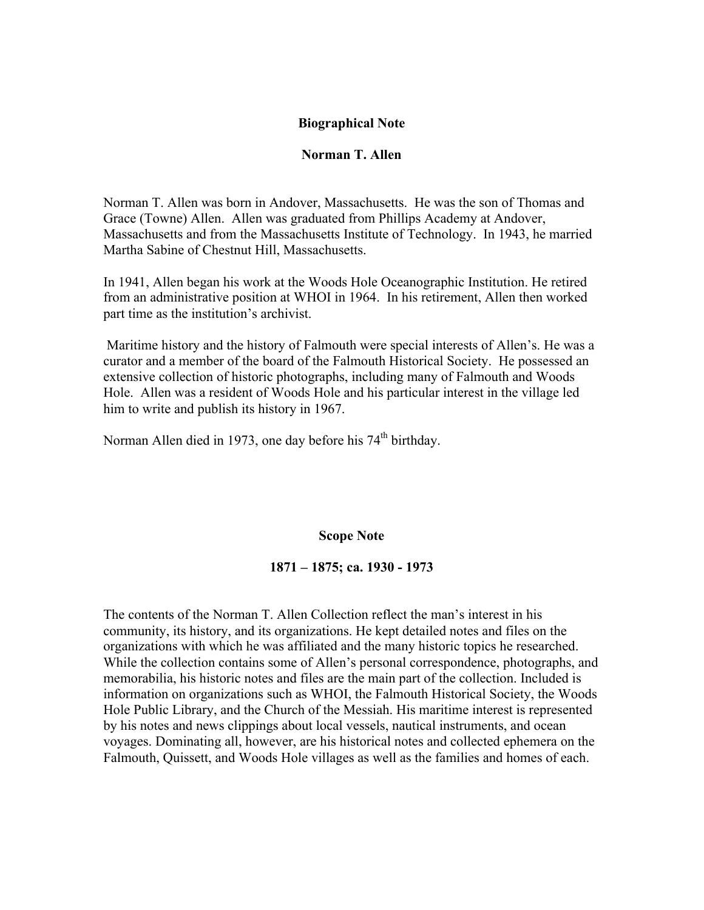## Biographical Note

## Norman T. Allen

Norman T. Allen was born in Andover, Massachusetts. He was the son of Thomas and Grace (Towne) Allen. Allen was graduated from Phillips Academy at Andover, Massachusetts and from the Massachusetts Institute of Technology. In 1943, he married Martha Sabine of Chestnut Hill, Massachusetts.

In 1941, Allen began his work at the Woods Hole Oceanographic Institution. He retired from an administrative position at WHOI in 1964. In his retirement, Allen then worked part time as the institution's archivist.

Maritime history and the history of Falmouth were special interests of Allen's. He was a curator and a member of the board of the Falmouth Historical Society. He possessed an extensive collection of historic photographs, including many of Falmouth and Woods Hole. Allen was a resident of Woods Hole and his particular interest in the village led him to write and publish its history in 1967.

Norman Allen died in 1973, one day before his 74th birthday.

## Scope Note

## 1871 – 1875; ca. 1930 - 1973

The contents of the Norman T. Allen Collection reflect the man's interest in his community, its history, and its organizations. He kept detailed notes and files on the organizations with which he was affiliated and the many historic topics he researched. While the collection contains some of Allen's personal correspondence, photographs, and memorabilia, his historic notes and files are the main part of the collection. Included is information on organizations such as WHOI, the Falmouth Historical Society, the Woods Hole Public Library, and the Church of the Messiah. His maritime interest is represented by his notes and news clippings about local vessels, nautical instruments, and ocean voyages. Dominating all, however, are his historical notes and collected ephemera on the Falmouth, Quissett, and Woods Hole villages as well as the families and homes of each.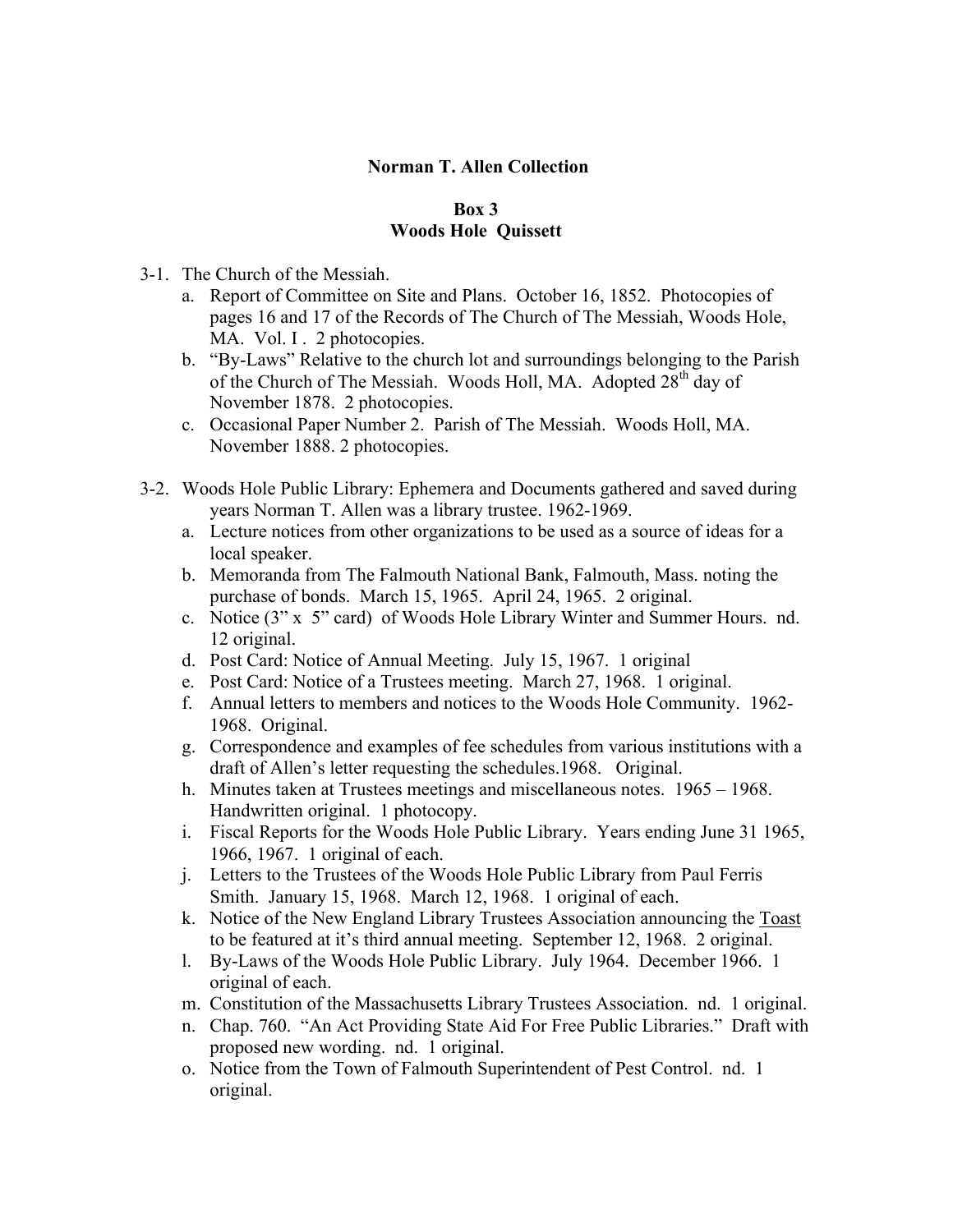**Norman T. Allen Collection**

**Box 3**
**Woods Hole Quissett**

3-1. The Church of the Messiah.
   a. Report of Committee on Site and Plans. October 16, 1852. Photocopies of pages 16 and 17 of the Records of The Church of The Messiah, Woods Hole, MA. Vol. I . 2 photocopies.
   b. "By-Laws" Relative to the church lot and surroundings belonging to the Parish of the Church of The Messiah. Woods Holl, MA. Adopted 28th day of November 1878. 2 photocopies.
   c. Occasional Paper Number 2. Parish of The Messiah. Woods Holl, MA. November 1888. 2 photocopies.

3-2. Woods Hole Public Library: Ephemera and Documents gathered and saved during years Norman T. Allen was a library trustee. 1962-1969.
   a. Lecture notices from other organizations to be used as a source of ideas for a local speaker.
   b. Memoranda from The Falmouth National Bank, Falmouth, Mass. noting the purchase of bonds. March 15, 1965. April 24, 1965. 2 original.
   c. Notice (3" x 5" card) of Woods Hole Library Winter and Summer Hours. nd. 12 original.
   d. Post Card: Notice of Annual Meeting. July 15, 1967. 1 original
   e. Post Card: Notice of a Trustees meeting. March 27, 1968. 1 original.
   f. Annual letters to members and notices to the Woods Hole Community. 1962-1968. Original.
   g. Correspondence and examples of fee schedules from various institutions with a draft of Allen's letter requesting the schedules.1968. Original.
   h. Minutes taken at Trustees meetings and miscellaneous notes. 1965 – 1968. Handwritten original. 1 photocopy.
   i. Fiscal Reports for the Woods Hole Public Library. Years ending June 31 1965, 1966, 1967. 1 original of each.
   j. Letters to the Trustees of the Woods Hole Public Library from Paul Ferris Smith. January 15, 1968. March 12, 1968. 1 original of each.
   k. Notice of the New England Library Trustees Association announcing the <u>Toast</u> to be featured at it's third annual meeting. September 12, 1968. 2 original.
   l. By-Laws of the Woods Hole Public Library. July 1964. December 1966. 1 original of each.
   m. Constitution of the Massachusetts Library Trustees Association. nd. 1 original.
   n. Chap. 760. "An Act Providing State Aid For Free Public Libraries." Draft with proposed new wording. nd. 1 original.
   o. Notice from the Town of Falmouth Superintendent of Pest Control. nd. 1 original.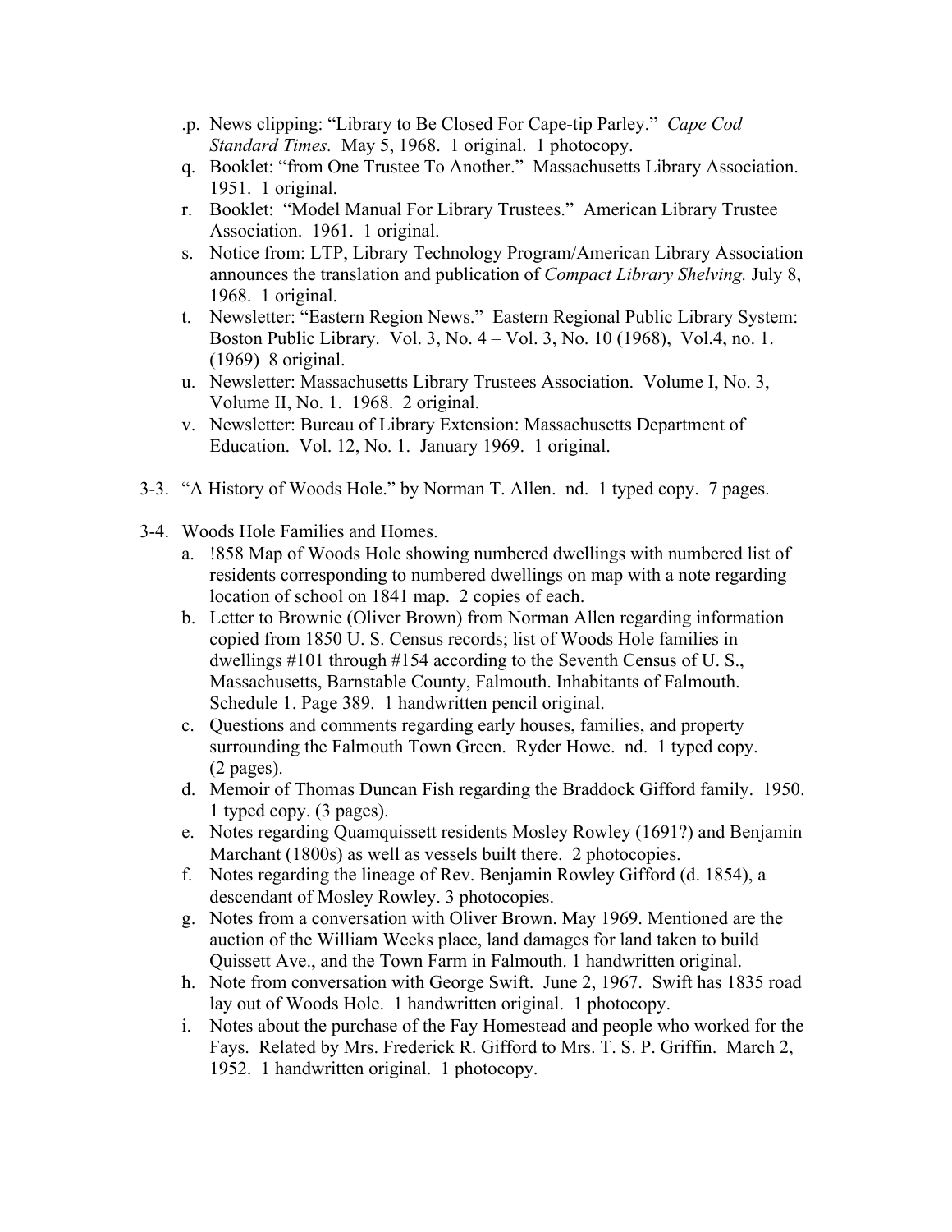.p. News clipping: "Library to Be Closed For Cape-tip Parley." *Cape Cod Standard Times.* May 5, 1968. 1 original. 1 photocopy.

q. Booklet: "from One Trustee To Another." Massachusetts Library Association. 1951. 1 original.

r. Booklet: "Model Manual For Library Trustees." American Library Trustee Association. 1961. 1 original.

s. Notice from: LTP, Library Technology Program/American Library Association announces the translation and publication of *Compact Library Shelving.* July 8, 1968. 1 original.

t. Newsletter: "Eastern Region News." Eastern Regional Public Library System: Boston Public Library. Vol. 3, No. 4 – Vol. 3, No. 10 (1968), Vol.4, no. 1. (1969) 8 original.

u. Newsletter: Massachusetts Library Trustees Association. Volume I, No. 3, Volume II, No. 1. 1968. 2 original.

v. Newsletter: Bureau of Library Extension: Massachusetts Department of Education. Vol. 12, No. 1. January 1969. 1 original.

3-3. "A History of Woods Hole." by Norman T. Allen. nd. 1 typed copy. 7 pages.

3-4. Woods Hole Families and Homes.

a. !858 Map of Woods Hole showing numbered dwellings with numbered list of residents corresponding to numbered dwellings on map with a note regarding location of school on 1841 map. 2 copies of each.

b. Letter to Brownie (Oliver Brown) from Norman Allen regarding information copied from 1850 U. S. Census records; list of Woods Hole families in dwellings #101 through #154 according to the Seventh Census of U. S., Massachusetts, Barnstable County, Falmouth. Inhabitants of Falmouth. Schedule 1. Page 389. 1 handwritten pencil original.

c. Questions and comments regarding early houses, families, and property surrounding the Falmouth Town Green. Ryder Howe. nd. 1 typed copy. (2 pages).

d. Memoir of Thomas Duncan Fish regarding the Braddock Gifford family. 1950. 1 typed copy. (3 pages).

e. Notes regarding Quamquissett residents Mosley Rowley (1691?) and Benjamin Marchant (1800s) as well as vessels built there. 2 photocopies.

f. Notes regarding the lineage of Rev. Benjamin Rowley Gifford (d. 1854), a descendant of Mosley Rowley. 3 photocopies.

g. Notes from a conversation with Oliver Brown. May 1969. Mentioned are the auction of the William Weeks place, land damages for land taken to build Quissett Ave., and the Town Farm in Falmouth. 1 handwritten original.

h. Note from conversation with George Swift. June 2, 1967. Swift has 1835 road lay out of Woods Hole. 1 handwritten original. 1 photocopy.

i. Notes about the purchase of the Fay Homestead and people who worked for the Fays. Related by Mrs. Frederick R. Gifford to Mrs. T. S. P. Griffin. March 2, 1952. 1 handwritten original. 1 photocopy.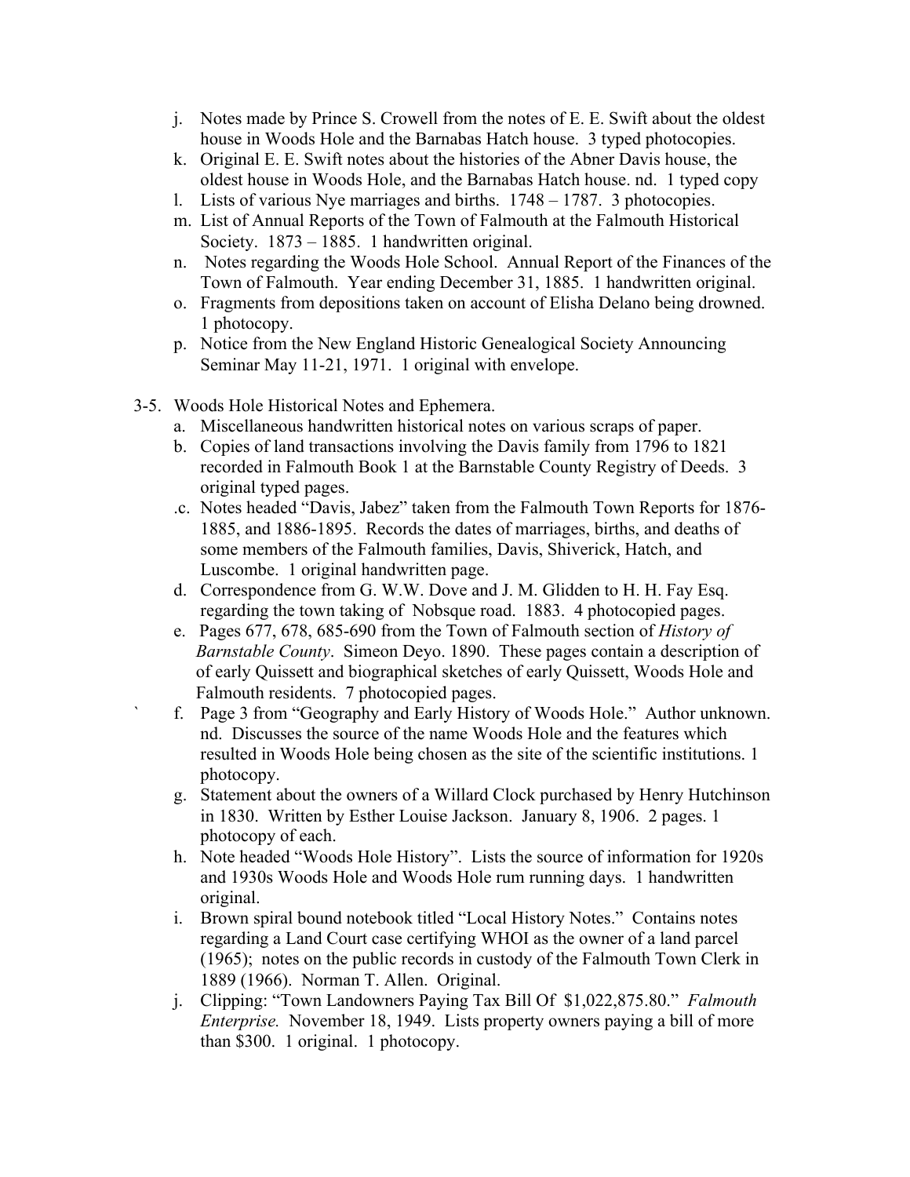j. Notes made by Prince S. Crowell from the notes of E. E. Swift about the oldest house in Woods Hole and the Barnabas Hatch house. 3 typed photocopies.
k. Original E. E. Swift notes about the histories of the Abner Davis house, the oldest house in Woods Hole, and the Barnabas Hatch house. nd. 1 typed copy
l. Lists of various Nye marriages and births. 1748 – 1787. 3 photocopies.
m. List of Annual Reports of the Town of Falmouth at the Falmouth Historical Society. 1873 – 1885. 1 handwritten original.
n. Notes regarding the Woods Hole School. Annual Report of the Finances of the Town of Falmouth. Year ending December 31, 1885. 1 handwritten original.
o. Fragments from depositions taken on account of Elisha Delano being drowned. 1 photocopy.
p. Notice from the New England Historic Genealogical Society Announcing Seminar May 11-21, 1971. 1 original with envelope.

3-5. Woods Hole Historical Notes and Ephemera.

a. Miscellaneous handwritten historical notes on various scraps of paper.
b. Copies of land transactions involving the Davis family from 1796 to 1821 recorded in Falmouth Book 1 at the Barnstable County Registry of Deeds. 3 original typed pages.
.c. Notes headed "Davis, Jabez" taken from the Falmouth Town Reports for 1876-1885, and 1886-1895. Records the dates of marriages, births, and deaths of some members of the Falmouth families, Davis, Shiverick, Hatch, and Luscombe. 1 original handwritten page.
d. Correspondence from G. W.W. Dove and J. M. Glidden to H. H. Fay Esq. regarding the town taking of Nobsque road. 1883. 4 photocopied pages.
e. Pages 677, 678, 685-690 from the Town of Falmouth section of *History of Barnstable County*. Simeon Deyo. 1890. These pages contain a description of of early Quissett and biographical sketches of early Quissett, Woods Hole and Falmouth residents. 7 photocopied pages.
f. Page 3 from "Geography and Early History of Woods Hole." Author unknown. nd. Discusses the source of the name Woods Hole and the features which resulted in Woods Hole being chosen as the site of the scientific institutions. 1 photocopy.
g. Statement about the owners of a Willard Clock purchased by Henry Hutchinson in 1830. Written by Esther Louise Jackson. January 8, 1906. 2 pages. 1 photocopy of each.
h. Note headed "Woods Hole History". Lists the source of information for 1920s and 1930s Woods Hole and Woods Hole rum running days. 1 handwritten original.
i. Brown spiral bound notebook titled "Local History Notes." Contains notes regarding a Land Court case certifying WHOI as the owner of a land parcel (1965); notes on the public records in custody of the Falmouth Town Clerk in 1889 (1966). Norman T. Allen. Original.
j. Clipping: "Town Landowners Paying Tax Bill Of $1,022,875.80." *Falmouth Enterprise.* November 18, 1949. Lists property owners paying a bill of more than $300. 1 original. 1 photocopy.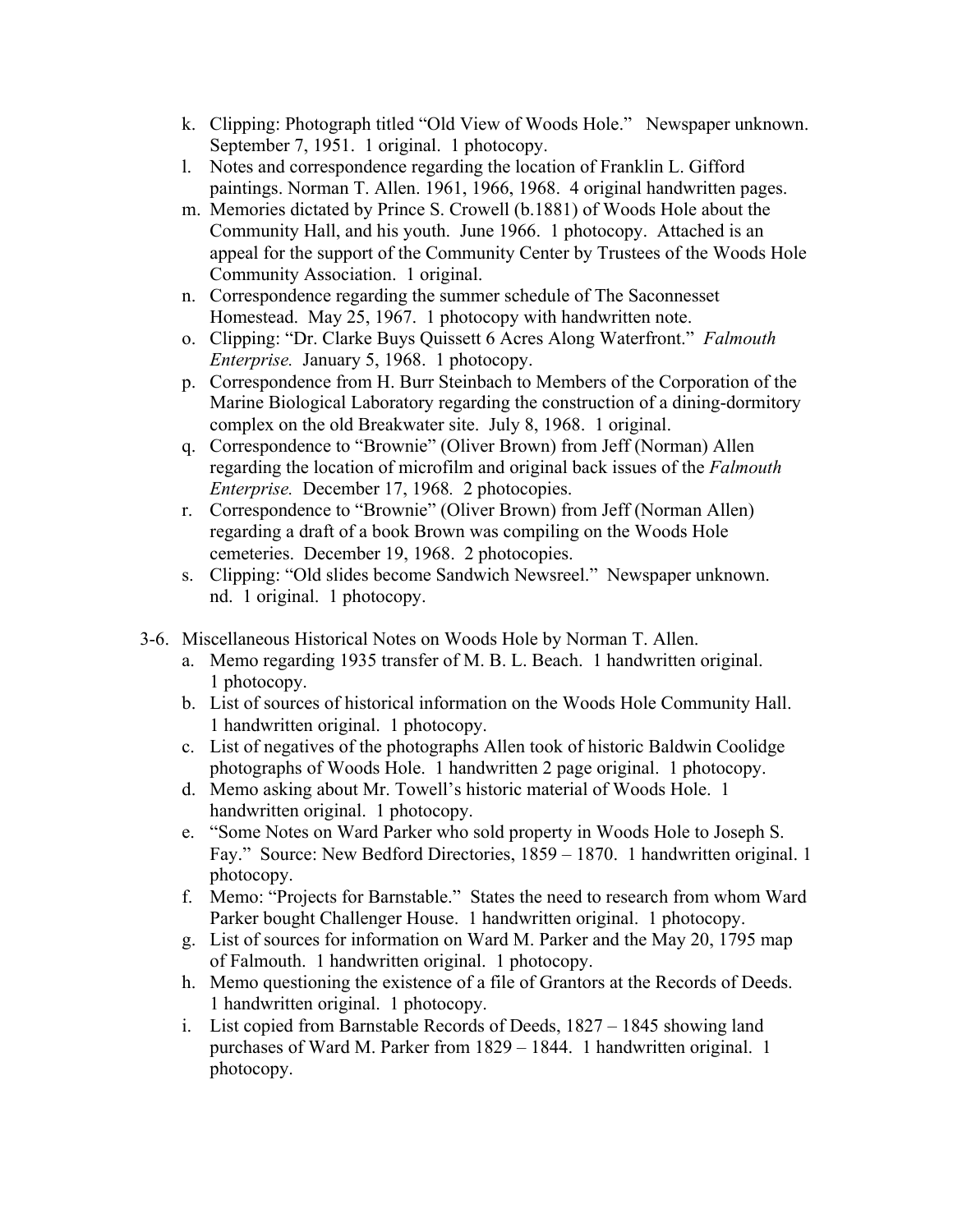k. Clipping: Photograph titled "Old View of Woods Hole." Newspaper unknown. September 7, 1951. 1 original. 1 photocopy.
l. Notes and correspondence regarding the location of Franklin L. Gifford paintings. Norman T. Allen. 1961, 1966, 1968. 4 original handwritten pages.
m. Memories dictated by Prince S. Crowell (b.1881) of Woods Hole about the Community Hall, and his youth. June 1966. 1 photocopy. Attached is an appeal for the support of the Community Center by Trustees of the Woods Hole Community Association. 1 original.
n. Correspondence regarding the summer schedule of The Saconnesset Homestead. May 25, 1967. 1 photocopy with handwritten note.
o. Clipping: "Dr. Clarke Buys Quissett 6 Acres Along Waterfront." *Falmouth Enterprise.* January 5, 1968. 1 photocopy.
p. Correspondence from H. Burr Steinbach to Members of the Corporation of the Marine Biological Laboratory regarding the construction of a dining-dormitory complex on the old Breakwater site. July 8, 1968. 1 original.
q. Correspondence to "Brownie" (Oliver Brown) from Jeff (Norman) Allen regarding the location of microfilm and original back issues of the *Falmouth Enterprise.* December 17, 1968. 2 photocopies.
r. Correspondence to "Brownie" (Oliver Brown) from Jeff (Norman Allen) regarding a draft of a book Brown was compiling on the Woods Hole cemeteries. December 19, 1968. 2 photocopies.
s. Clipping: "Old slides become Sandwich Newsreel." Newspaper unknown. nd. 1 original. 1 photocopy.

3-6. Miscellaneous Historical Notes on Woods Hole by Norman T. Allen.

a. Memo regarding 1935 transfer of M. B. L. Beach. 1 handwritten original. 1 photocopy.
b. List of sources of historical information on the Woods Hole Community Hall. 1 handwritten original. 1 photocopy.
c. List of negatives of the photographs Allen took of historic Baldwin Coolidge photographs of Woods Hole. 1 handwritten 2 page original. 1 photocopy.
d. Memo asking about Mr. Towell's historic material of Woods Hole. 1 handwritten original. 1 photocopy.
e. "Some Notes on Ward Parker who sold property in Woods Hole to Joseph S. Fay." Source: New Bedford Directories, 1859 – 1870. 1 handwritten original. 1 photocopy.
f. Memo: "Projects for Barnstable." States the need to research from whom Ward Parker bought Challenger House. 1 handwritten original. 1 photocopy.
g. List of sources for information on Ward M. Parker and the May 20, 1795 map of Falmouth. 1 handwritten original. 1 photocopy.
h. Memo questioning the existence of a file of Grantors at the Records of Deeds. 1 handwritten original. 1 photocopy.
i. List copied from Barnstable Records of Deeds, 1827 – 1845 showing land purchases of Ward M. Parker from 1829 – 1844. 1 handwritten original. 1 photocopy.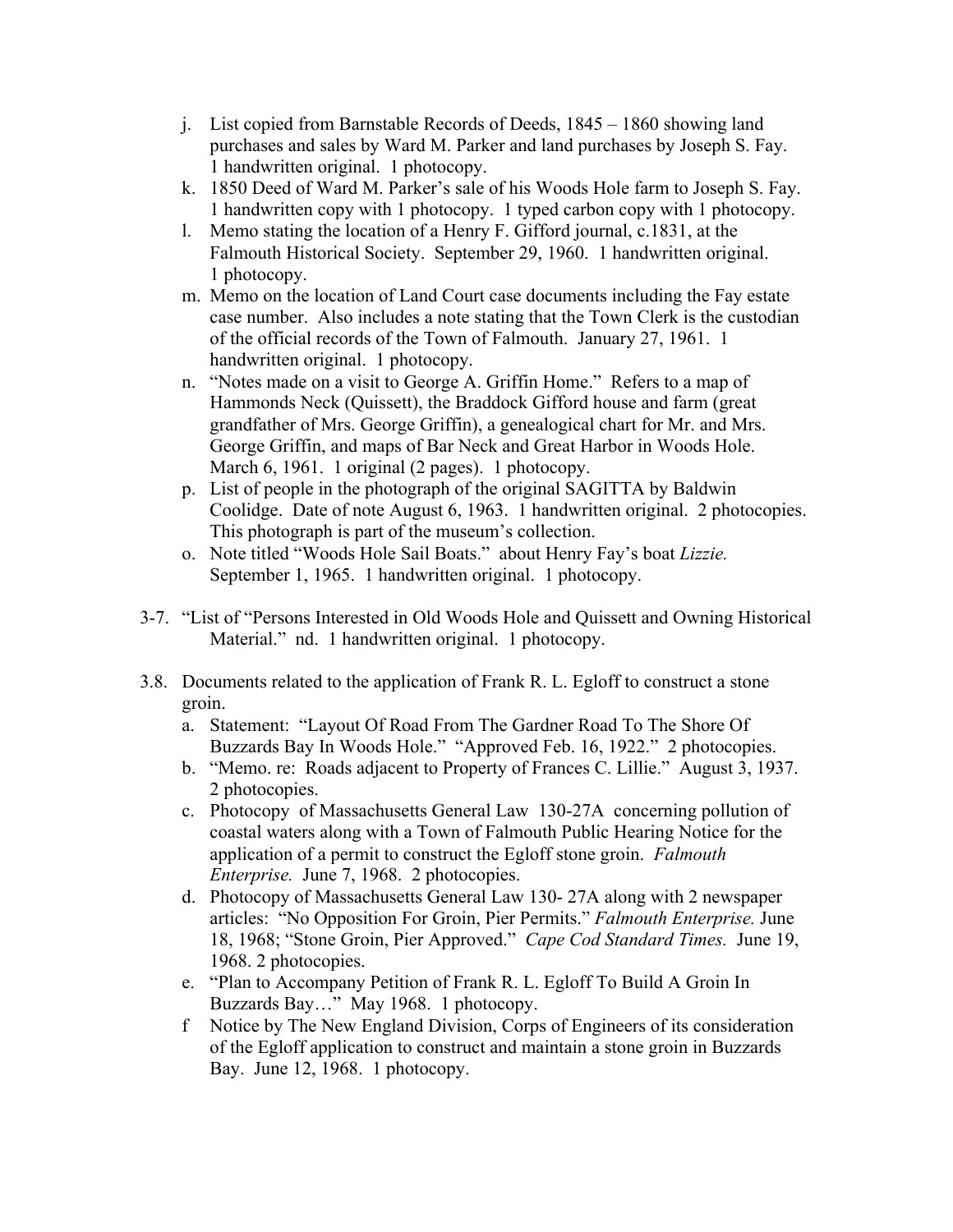j. List copied from Barnstable Records of Deeds, 1845 – 1860 showing land purchases and sales by Ward M. Parker and land purchases by Joseph S. Fay. 1 handwritten original. 1 photocopy.

k. 1850 Deed of Ward M. Parker's sale of his Woods Hole farm to Joseph S. Fay. 1 handwritten copy with 1 photocopy. 1 typed carbon copy with 1 photocopy.

l. Memo stating the location of a Henry F. Gifford journal, c.1831, at the Falmouth Historical Society. September 29, 1960. 1 handwritten original. 1 photocopy.

m. Memo on the location of Land Court case documents including the Fay estate case number. Also includes a note stating that the Town Clerk is the custodian of the official records of the Town of Falmouth. January 27, 1961. 1 handwritten original. 1 photocopy.

n. "Notes made on a visit to George A. Griffin Home." Refers to a map of Hammonds Neck (Quissett), the Braddock Gifford house and farm (great grandfather of Mrs. George Griffin), a genealogical chart for Mr. and Mrs. George Griffin, and maps of Bar Neck and Great Harbor in Woods Hole. March 6, 1961. 1 original (2 pages). 1 photocopy.

p. List of people in the photograph of the original SAGITTA by Baldwin Coolidge. Date of note August 6, 1963. 1 handwritten original. 2 photocopies. This photograph is part of the museum's collection.

o. Note titled "Woods Hole Sail Boats." about Henry Fay's boat *Lizzie.* September 1, 1965. 1 handwritten original. 1 photocopy.

3-7. "List of "Persons Interested in Old Woods Hole and Quissett and Owning Historical Material." nd. 1 handwritten original. 1 photocopy.

3.8. Documents related to the application of Frank R. L. Egloff to construct a stone groin.

a. Statement: "Layout Of Road From The Gardner Road To The Shore Of Buzzards Bay In Woods Hole." "Approved Feb. 16, 1922." 2 photocopies.

b. "Memo. re: Roads adjacent to Property of Frances C. Lillie." August 3, 1937. 2 photocopies.

c. Photocopy of Massachusetts General Law 130-27A concerning pollution of coastal waters along with a Town of Falmouth Public Hearing Notice for the application of a permit to construct the Egloff stone groin. *Falmouth Enterprise.* June 7, 1968. 2 photocopies.

d. Photocopy of Massachusetts General Law 130- 27A along with 2 newspaper articles: "No Opposition For Groin, Pier Permits." *Falmouth Enterprise.* June 18, 1968; "Stone Groin, Pier Approved." *Cape Cod Standard Times.* June 19, 1968. 2 photocopies.

e. "Plan to Accompany Petition of Frank R. L. Egloff To Build A Groin In Buzzards Bay…" May 1968. 1 photocopy.

f Notice by The New England Division, Corps of Engineers of its consideration of the Egloff application to construct and maintain a stone groin in Buzzards Bay. June 12, 1968. 1 photocopy.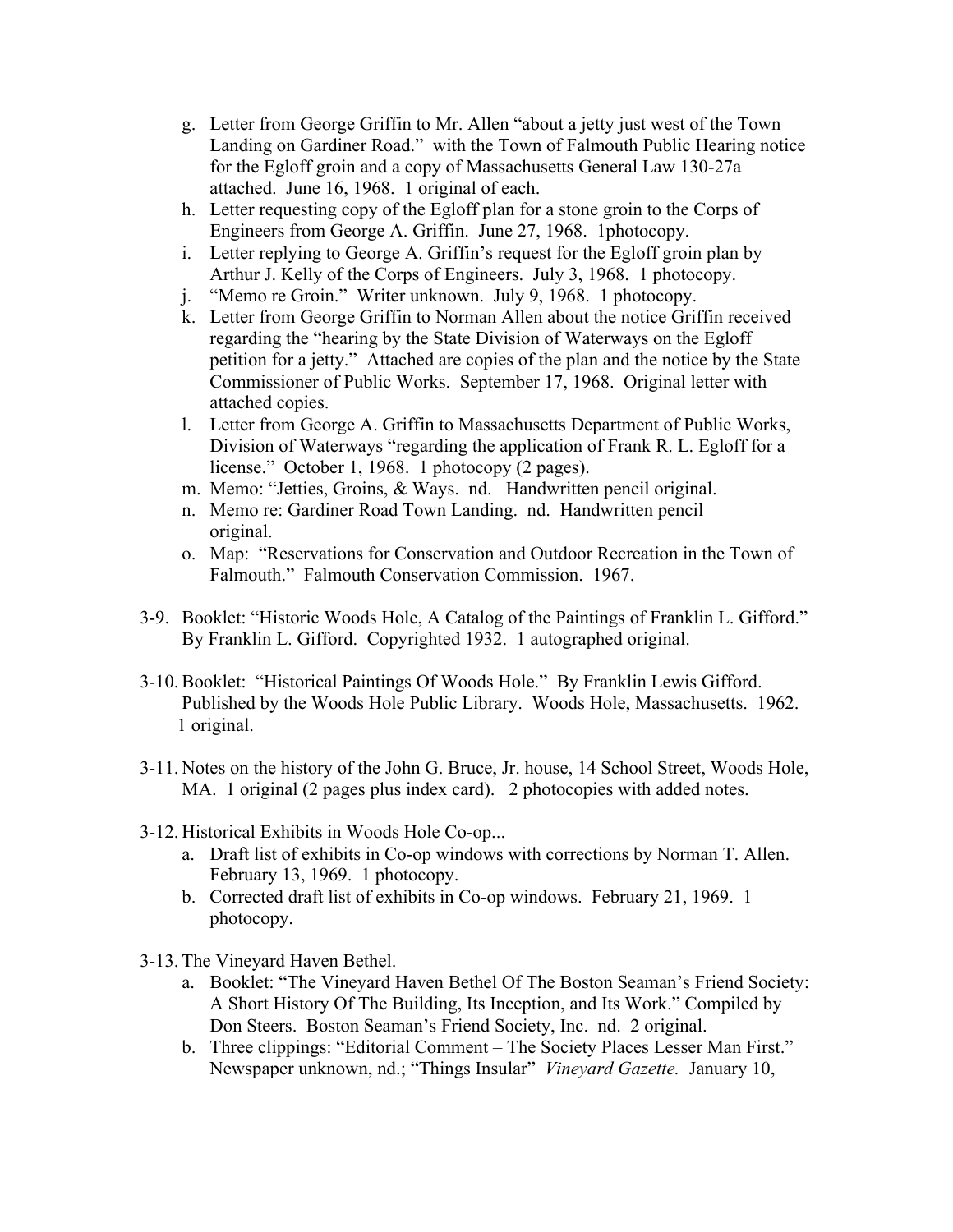g. Letter from George Griffin to Mr. Allen "about a jetty just west of the Town Landing on Gardiner Road." with the Town of Falmouth Public Hearing notice for the Egloff groin and a copy of Massachusetts General Law 130-27a attached. June 16, 1968. 1 original of each.
h. Letter requesting copy of the Egloff plan for a stone groin to the Corps of Engineers from George A. Griffin. June 27, 1968. 1photocopy.
i. Letter replying to George A. Griffin's request for the Egloff groin plan by Arthur J. Kelly of the Corps of Engineers. July 3, 1968. 1 photocopy.
j. "Memo re Groin." Writer unknown. July 9, 1968. 1 photocopy.
k. Letter from George Griffin to Norman Allen about the notice Griffin received regarding the "hearing by the State Division of Waterways on the Egloff petition for a jetty." Attached are copies of the plan and the notice by the State Commissioner of Public Works. September 17, 1968. Original letter with attached copies.
l. Letter from George A. Griffin to Massachusetts Department of Public Works, Division of Waterways "regarding the application of Frank R. L. Egloff for a license." October 1, 1968. 1 photocopy (2 pages).
m. Memo: "Jetties, Groins, & Ways. nd. Handwritten pencil original.
n. Memo re: Gardiner Road Town Landing. nd. Handwritten pencil original.
o. Map: "Reservations for Conservation and Outdoor Recreation in the Town of Falmouth." Falmouth Conservation Commission. 1967.

3-9. Booklet: "Historic Woods Hole, A Catalog of the Paintings of Franklin L. Gifford." By Franklin L. Gifford. Copyrighted 1932. 1 autographed original.

3-10. Booklet: "Historical Paintings Of Woods Hole." By Franklin Lewis Gifford. Published by the Woods Hole Public Library. Woods Hole, Massachusetts. 1962. 1 original.

3-11. Notes on the history of the John G. Bruce, Jr. house, 14 School Street, Woods Hole, MA. 1 original (2 pages plus index card). 2 photocopies with added notes.

3-12. Historical Exhibits in Woods Hole Co-op...
a. Draft list of exhibits in Co-op windows with corrections by Norman T. Allen. February 13, 1969. 1 photocopy.
b. Corrected draft list of exhibits in Co-op windows. February 21, 1969. 1 photocopy.

3-13. The Vineyard Haven Bethel.
a. Booklet: "The Vineyard Haven Bethel Of The Boston Seaman's Friend Society: A Short History Of The Building, Its Inception, and Its Work." Compiled by Don Steers. Boston Seaman's Friend Society, Inc. nd. 2 original.
b. Three clippings: "Editorial Comment – The Society Places Lesser Man First." Newspaper unknown, nd.; "Things Insular" *Vineyard Gazette.* January 10,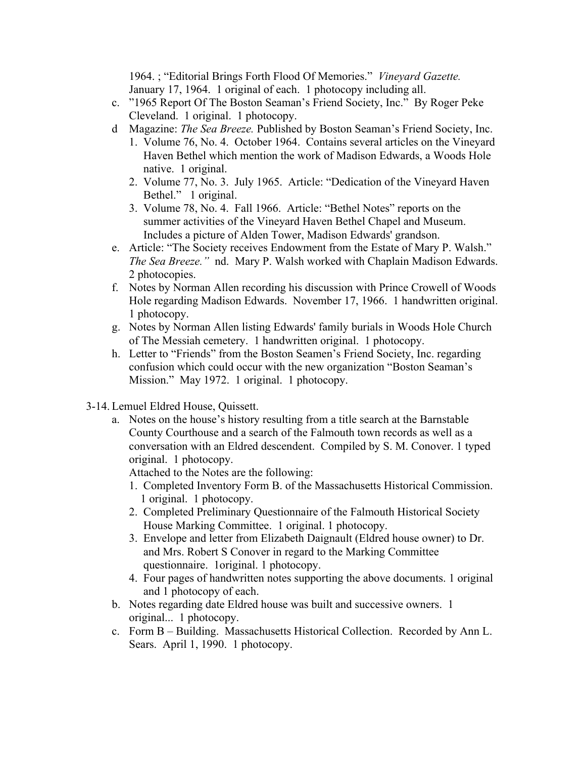1964. ; "Editorial Brings Forth Flood Of Memories." *Vineyard Gazette.* January 17, 1964. 1 original of each. 1 photocopy including all.

c. "1965 Report Of The Boston Seaman's Friend Society, Inc." By Roger Peke Cleveland. 1 original. 1 photocopy.
d Magazine: *The Sea Breeze.* Published by Boston Seaman's Friend Society, Inc.
   1. Volume 76, No. 4. October 1964. Contains several articles on the Vineyard Haven Bethel which mention the work of Madison Edwards, a Woods Hole native. 1 original.
   2. Volume 77, No. 3. July 1965. Article: "Dedication of the Vineyard Haven Bethel." 1 original.
   3. Volume 78, No. 4. Fall 1966. Article: "Bethel Notes" reports on the summer activities of the Vineyard Haven Bethel Chapel and Museum. Includes a picture of Alden Tower, Madison Edwards' grandson.
e. Article: "The Society receives Endowment from the Estate of Mary P. Walsh." *The Sea Breeze."* nd. Mary P. Walsh worked with Chaplain Madison Edwards. 2 photocopies.
f. Notes by Norman Allen recording his discussion with Prince Crowell of Woods Hole regarding Madison Edwards. November 17, 1966. 1 handwritten original. 1 photocopy.
g. Notes by Norman Allen listing Edwards' family burials in Woods Hole Church of The Messiah cemetery. 1 handwritten original. 1 photocopy.
h. Letter to "Friends" from the Boston Seamen's Friend Society, Inc. regarding confusion which could occur with the new organization "Boston Seaman's Mission." May 1972. 1 original. 1 photocopy.

3-14. Lemuel Eldred House, Quissett.

a. Notes on the house's history resulting from a title search at the Barnstable County Courthouse and a search of the Falmouth town records as well as a conversation with an Eldred descendent. Compiled by S. M. Conover. 1 typed original. 1 photocopy.
   Attached to the Notes are the following:
   1. Completed Inventory Form B. of the Massachusetts Historical Commission. 1 original. 1 photocopy.
   2. Completed Preliminary Questionnaire of the Falmouth Historical Society House Marking Committee. 1 original. 1 photocopy.
   3. Envelope and letter from Elizabeth Daignault (Eldred house owner) to Dr. and Mrs. Robert S Conover in regard to the Marking Committee questionnaire. 1original. 1 photocopy.
   4. Four pages of handwritten notes supporting the above documents. 1 original and 1 photocopy of each.
b. Notes regarding date Eldred house was built and successive owners. 1 original... 1 photocopy.
c. Form B – Building. Massachusetts Historical Collection. Recorded by Ann L. Sears. April 1, 1990. 1 photocopy.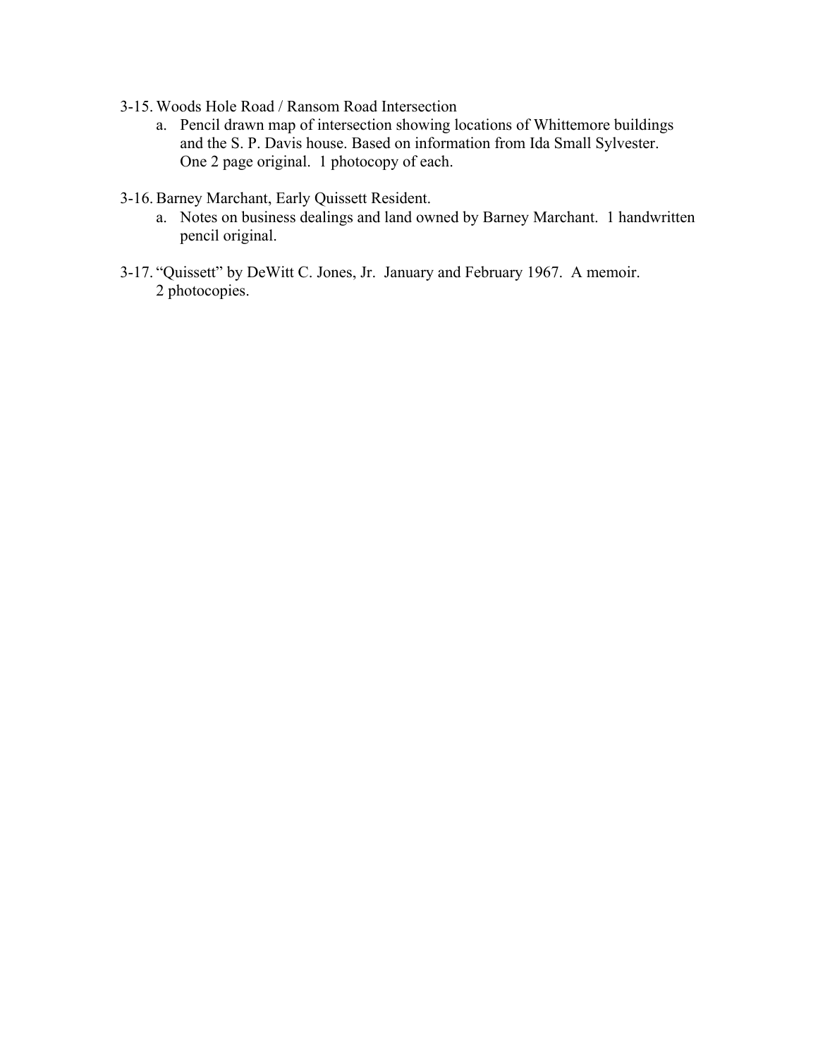3-15. Woods Hole Road / Ransom Road Intersection
   a. Pencil drawn map of intersection showing locations of Whittemore buildings and the S. P. Davis house. Based on information from Ida Small Sylvester. One 2 page original. 1 photocopy of each.

3-16. Barney Marchant, Early Quissett Resident.
   a. Notes on business dealings and land owned by Barney Marchant. 1 handwritten pencil original.

3-17. "Quissett" by DeWitt C. Jones, Jr. January and February 1967. A memoir. 2 photocopies.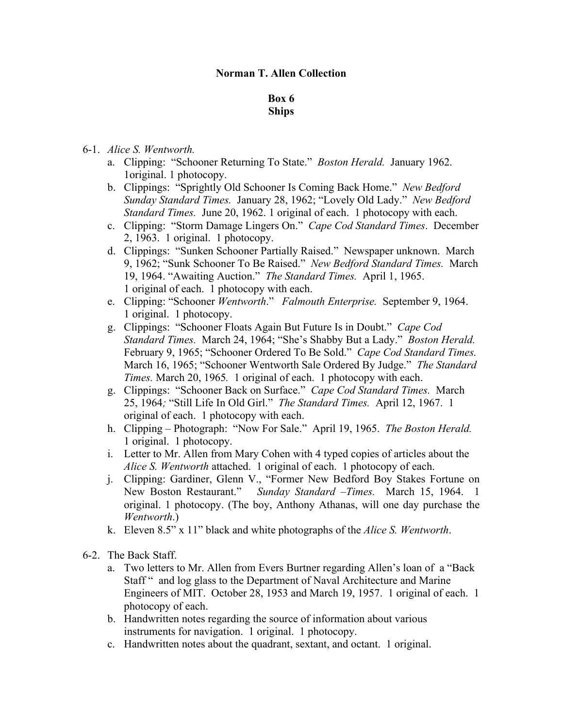**Norman T. Allen Collection**

**Box 6**
**Ships**

6-1. *Alice S. Wentworth.*

a. Clipping: "Schooner Returning To State." *Boston Herald.* January 1962. 1original. 1 photocopy.
b. Clippings: "Sprightly Old Schooner Is Coming Back Home." *New Bedford Sunday Standard Times.* January 28, 1962; "Lovely Old Lady." *New Bedford Standard Times.* June 20, 1962. 1 original of each. 1 photocopy with each.
c. Clipping: "Storm Damage Lingers On." *Cape Cod Standard Times*. December 2, 1963. 1 original. 1 photocopy.
d. Clippings: "Sunken Schooner Partially Raised." Newspaper unknown. March 9, 1962; "Sunk Schooner To Be Raised." *New Bedford Standard Times.* March 19, 1964. "Awaiting Auction." *The Standard Times.* April 1, 1965. 1 original of each. 1 photocopy with each.
e. Clipping: "Schooner *Wentworth*." *Falmouth Enterprise.* September 9, 1964. 1 original. 1 photocopy.
g. Clippings: "Schooner Floats Again But Future Is in Doubt." *Cape Cod Standard Times.* March 24, 1964; "She's Shabby But a Lady." *Boston Herald.* February 9, 1965; "Schooner Ordered To Be Sold." *Cape Cod Standard Times.* March 16, 1965; "Schooner Wentworth Sale Ordered By Judge." *The Standard Times.* March 20, 1965*.* 1 original of each. 1 photocopy with each.
g. Clippings: "Schooner Back on Surface." *Cape Cod Standard Times.* March 25, 1964*;* "Still Life In Old Girl." *The Standard Times.* April 12, 1967. 1 original of each. 1 photocopy with each.
h. Clipping – Photograph: "Now For Sale." April 19, 1965. *The Boston Herald.* 1 original. 1 photocopy.
i. Letter to Mr. Allen from Mary Cohen with 4 typed copies of articles about the *Alice S. Wentworth* attached. 1 original of each. 1 photocopy of each.
j. Clipping: Gardiner, Glenn V., "Former New Bedford Boy Stakes Fortune on New Boston Restaurant." *Sunday Standard –Times.* March 15, 1964. 1 original. 1 photocopy. (The boy, Anthony Athanas, will one day purchase the *Wentworth*.)
k. Eleven 8.5" x 11" black and white photographs of the *Alice S. Wentworth*.

6-2. The Back Staff.

a. Two letters to Mr. Allen from Evers Burtner regarding Allen's loan of a "Back Staff " and log glass to the Department of Naval Architecture and Marine Engineers of MIT. October 28, 1953 and March 19, 1957. 1 original of each. 1 photocopy of each.
b. Handwritten notes regarding the source of information about various instruments for navigation. 1 original. 1 photocopy.
c. Handwritten notes about the quadrant, sextant, and octant. 1 original.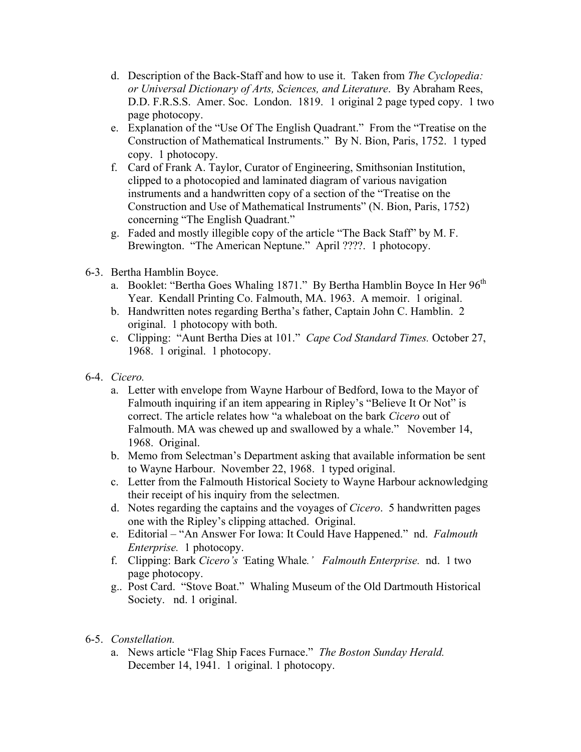d. Description of the Back-Staff and how to use it. Taken from *The Cyclopedia: or Universal Dictionary of Arts, Sciences, and Literature*. By Abraham Rees, D.D. F.R.S.S. Amer. Soc. London. 1819. 1 original 2 page typed copy. 1 two page photocopy.
e. Explanation of the "Use Of The English Quadrant." From the "Treatise on the Construction of Mathematical Instruments." By N. Bion, Paris, 1752. 1 typed copy. 1 photocopy.
f. Card of Frank A. Taylor, Curator of Engineering, Smithsonian Institution, clipped to a photocopied and laminated diagram of various navigation instruments and a handwritten copy of a section of the "Treatise on the Construction and Use of Mathematical Instruments" (N. Bion, Paris, 1752) concerning "The English Quadrant."
g. Faded and mostly illegible copy of the article "The Back Staff" by M. F. Brewington. "The American Neptune." April ????. 1 photocopy.

6-3. Bertha Hamblin Boyce.
a. Booklet: "Bertha Goes Whaling 1871." By Bertha Hamblin Boyce In Her 96th Year. Kendall Printing Co. Falmouth, MA. 1963. A memoir. 1 original.
b. Handwritten notes regarding Bertha's father, Captain John C. Hamblin. 2 original. 1 photocopy with both.
c. Clipping: "Aunt Bertha Dies at 101." *Cape Cod Standard Times.* October 27, 1968. 1 original. 1 photocopy.

6-4. *Cicero.*
a. Letter with envelope from Wayne Harbour of Bedford, Iowa to the Mayor of Falmouth inquiring if an item appearing in Ripley's "Believe It Or Not" is correct. The article relates how "a whaleboat on the bark *Cicero* out of Falmouth. MA was chewed up and swallowed by a whale." November 14, 1968. Original.
b. Memo from Selectman's Department asking that available information be sent to Wayne Harbour. November 22, 1968. 1 typed original.
c. Letter from the Falmouth Historical Society to Wayne Harbour acknowledging their receipt of his inquiry from the selectmen.
d. Notes regarding the captains and the voyages of *Cicero*. 5 handwritten pages one with the Ripley's clipping attached. Original.
e. Editorial – "An Answer For Iowa: It Could Have Happened." nd. *Falmouth Enterprise.* 1 photocopy.
f. Clipping: Bark *Cicero's 'Eating Whale.' Falmouth Enterprise.* nd. 1 two page photocopy.
g.. Post Card. "Stove Boat." Whaling Museum of the Old Dartmouth Historical Society. nd. 1 original.

6-5. *Constellation.*
a. News article "Flag Ship Faces Furnace." *The Boston Sunday Herald.* December 14, 1941. 1 original. 1 photocopy.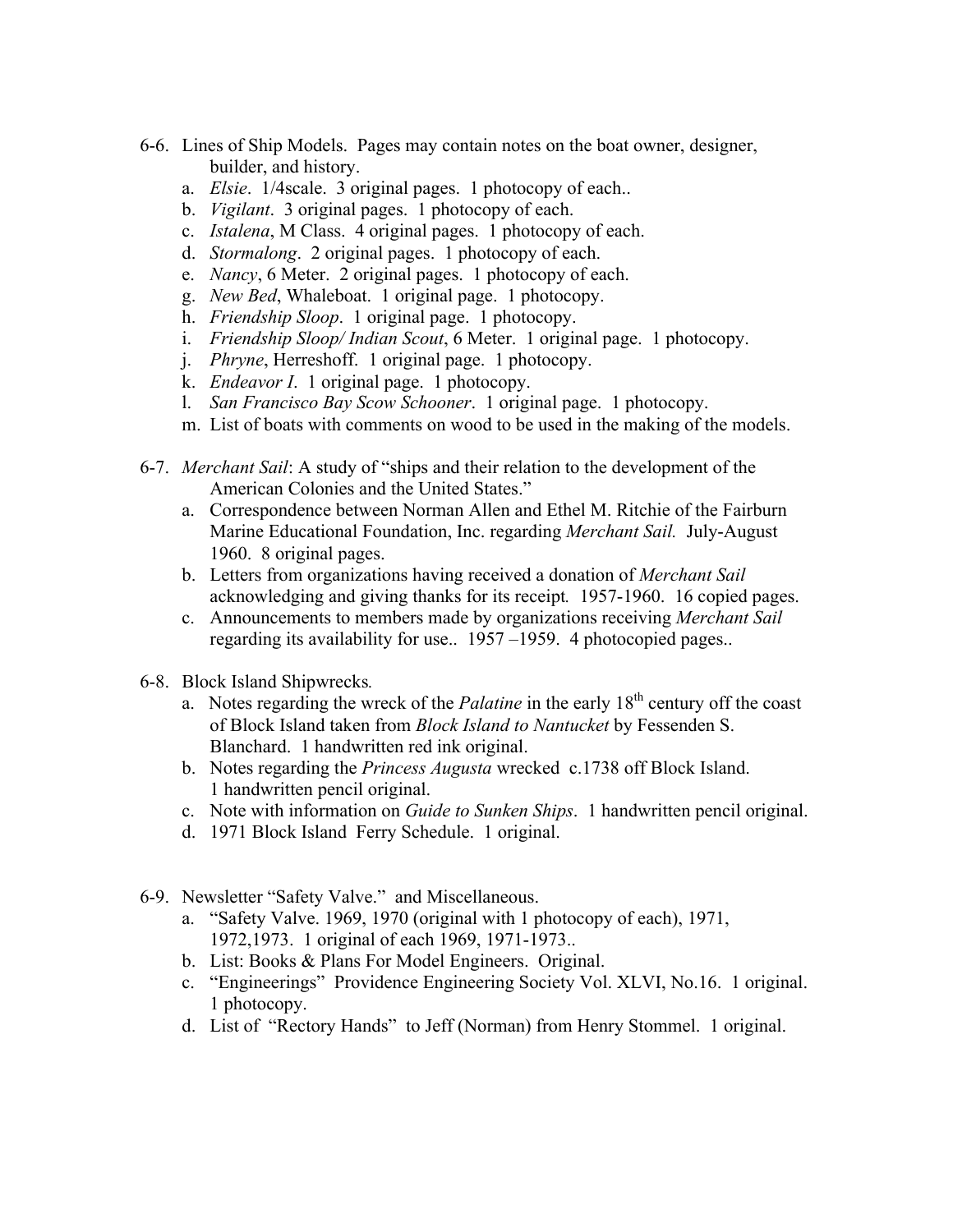6-6. Lines of Ship Models. Pages may contain notes on the boat owner, designer, builder, and history.

a. *Elsie*. 1/4scale. 3 original pages. 1 photocopy of each..
b. *Vigilant*. 3 original pages. 1 photocopy of each.
c. *Istalena*, M Class. 4 original pages. 1 photocopy of each.
d. *Stormalong*. 2 original pages. 1 photocopy of each.
e. *Nancy*, 6 Meter. 2 original pages. 1 photocopy of each.
g. *New Bed*, Whaleboat. 1 original page. 1 photocopy.
h. *Friendship Sloop*. 1 original page. 1 photocopy.
i. *Friendship Sloop/ Indian Scout*, 6 Meter. 1 original page. 1 photocopy.
j. *Phryne*, Herreshoff. 1 original page. 1 photocopy.
k. *Endeavor I*. 1 original page. 1 photocopy.
l. *San Francisco Bay Scow Schooner*. 1 original page. 1 photocopy.
m. List of boats with comments on wood to be used in the making of the models.

6-7. *Merchant Sail*: A study of "ships and their relation to the development of the American Colonies and the United States."

a. Correspondence between Norman Allen and Ethel M. Ritchie of the Fairburn Marine Educational Foundation, Inc. regarding *Merchant Sail.* July-August 1960. 8 original pages.
b. Letters from organizations having received a donation of *Merchant Sail* acknowledging and giving thanks for its receipt. 1957-1960. 16 copied pages.
c. Announcements to members made by organizations receiving *Merchant Sail* regarding its availability for use.. 1957 –1959. 4 photocopied pages..

6-8. Block Island Shipwrecks.

a. Notes regarding the wreck of the *Palatine* in the early 18th century off the coast of Block Island taken from *Block Island to Nantucket* by Fessenden S. Blanchard. 1 handwritten red ink original.
b. Notes regarding the *Princess Augusta* wrecked c.1738 off Block Island. 1 handwritten pencil original.
c. Note with information on *Guide to Sunken Ships*. 1 handwritten pencil original.
d. 1971 Block Island Ferry Schedule. 1 original.

6-9. Newsletter "Safety Valve." and Miscellaneous.

a. "Safety Valve. 1969, 1970 (original with 1 photocopy of each), 1971, 1972,1973. 1 original of each 1969, 1971-1973..
b. List: Books & Plans For Model Engineers. Original.
c. "Engineerings" Providence Engineering Society Vol. XLVI, No.16. 1 original. 1 photocopy.
d. List of "Rectory Hands" to Jeff (Norman) from Henry Stommel. 1 original.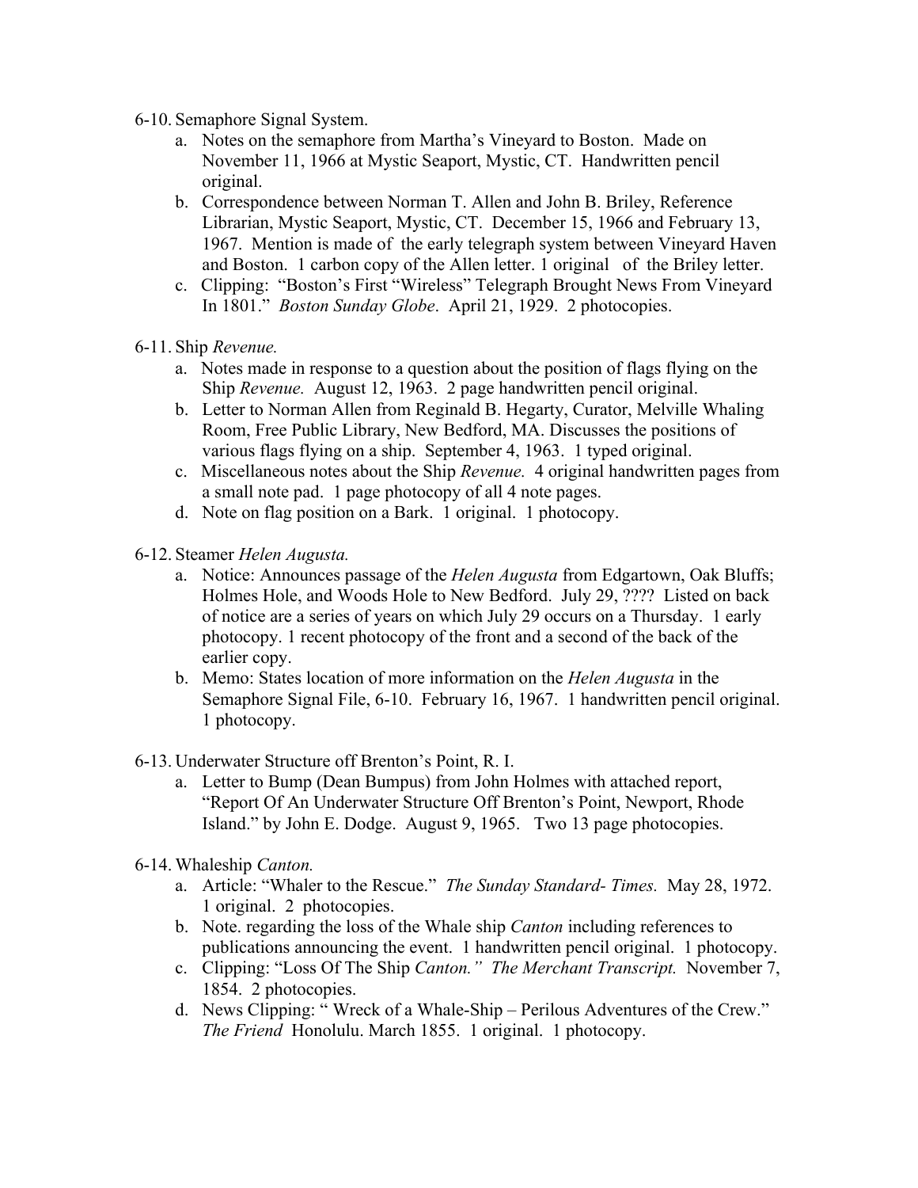6-10. Semaphore Signal System.

a. Notes on the semaphore from Martha's Vineyard to Boston. Made on November 11, 1966 at Mystic Seaport, Mystic, CT. Handwritten pencil original.
b. Correspondence between Norman T. Allen and John B. Briley, Reference Librarian, Mystic Seaport, Mystic, CT. December 15, 1966 and February 13, 1967. Mention is made of the early telegraph system between Vineyard Haven and Boston. 1 carbon copy of the Allen letter. 1 original of the Briley letter.
c. Clipping: "Boston's First "Wireless" Telegraph Brought News From Vineyard In 1801." *Boston Sunday Globe*. April 21, 1929. 2 photocopies.

6-11. Ship *Revenue.*

a. Notes made in response to a question about the position of flags flying on the Ship *Revenue.* August 12, 1963. 2 page handwritten pencil original.
b. Letter to Norman Allen from Reginald B. Hegarty, Curator, Melville Whaling Room, Free Public Library, New Bedford, MA. Discusses the positions of various flags flying on a ship. September 4, 1963. 1 typed original.
c. Miscellaneous notes about the Ship *Revenue.* 4 original handwritten pages from a small note pad. 1 page photocopy of all 4 note pages.
d. Note on flag position on a Bark. 1 original. 1 photocopy.

6-12. Steamer *Helen Augusta.*

a. Notice: Announces passage of the *Helen Augusta* from Edgartown, Oak Bluffs; Holmes Hole, and Woods Hole to New Bedford. July 29, ???? Listed on back of notice are a series of years on which July 29 occurs on a Thursday. 1 early photocopy. 1 recent photocopy of the front and a second of the back of the earlier copy.
b. Memo: States location of more information on the *Helen Augusta* in the Semaphore Signal File, 6-10. February 16, 1967. 1 handwritten pencil original. 1 photocopy.

6-13. Underwater Structure off Brenton's Point, R. I.

a. Letter to Bump (Dean Bumpus) from John Holmes with attached report, "Report Of An Underwater Structure Off Brenton's Point, Newport, Rhode Island." by John E. Dodge. August 9, 1965. Two 13 page photocopies.

6-14. Whaleship *Canton.*

a. Article: "Whaler to the Rescue." *The Sunday Standard- Times.* May 28, 1972. 1 original. 2 photocopies.
b. Note. regarding the loss of the Whale ship *Canton* including references to publications announcing the event. 1 handwritten pencil original. 1 photocopy.
c. Clipping: "Loss Of The Ship *Canton." The Merchant Transcript.* November 7, 1854. 2 photocopies.
d. News Clipping: " Wreck of a Whale-Ship – Perilous Adventures of the Crew." *The Friend* Honolulu. March 1855. 1 original. 1 photocopy.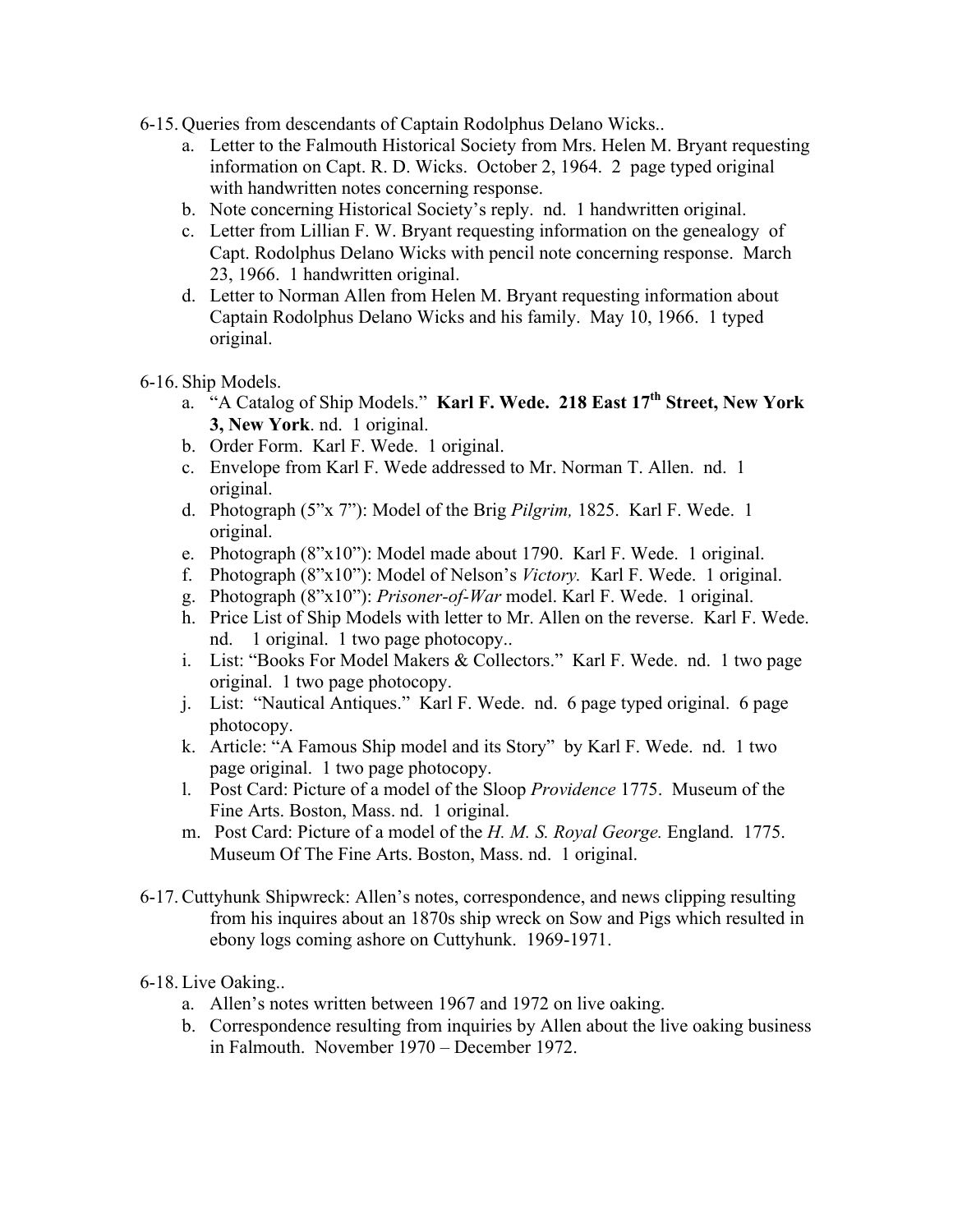6-15. Queries from descendants of Captain Rodolphus Delano Wicks..

a. Letter to the Falmouth Historical Society from Mrs. Helen M. Bryant requesting information on Capt. R. D. Wicks. October 2, 1964. 2 page typed original with handwritten notes concerning response.
b. Note concerning Historical Society's reply. nd. 1 handwritten original.
c. Letter from Lillian F. W. Bryant requesting information on the genealogy of Capt. Rodolphus Delano Wicks with pencil note concerning response. March 23, 1966. 1 handwritten original.
d. Letter to Norman Allen from Helen M. Bryant requesting information about Captain Rodolphus Delano Wicks and his family. May 10, 1966. 1 typed original.

6-16. Ship Models.

a. "A Catalog of Ship Models." **Karl F. Wede. 218 East 17th Street, New York 3, New York**. nd. 1 original.
b. Order Form. Karl F. Wede. 1 original.
c. Envelope from Karl F. Wede addressed to Mr. Norman T. Allen. nd. 1 original.
d. Photograph (5"x 7"): Model of the Brig *Pilgrim,* 1825. Karl F. Wede. 1 original.
e. Photograph (8"x10"): Model made about 1790. Karl F. Wede. 1 original.
f. Photograph (8"x10"): Model of Nelson's *Victory.* Karl F. Wede. 1 original.
g. Photograph (8"x10"): *Prisoner-of-War* model. Karl F. Wede. 1 original.
h. Price List of Ship Models with letter to Mr. Allen on the reverse. Karl F. Wede. nd. 1 original. 1 two page photocopy..
i. List: "Books For Model Makers & Collectors." Karl F. Wede. nd. 1 two page original. 1 two page photocopy.
j. List: "Nautical Antiques." Karl F. Wede. nd. 6 page typed original. 6 page photocopy.
k. Article: "A Famous Ship model and its Story" by Karl F. Wede. nd. 1 two page original. 1 two page photocopy.
l. Post Card: Picture of a model of the Sloop *Providence* 1775. Museum of the Fine Arts. Boston, Mass. nd. 1 original.
m. Post Card: Picture of a model of the *H. M. S. Royal George.* England. 1775. Museum Of The Fine Arts. Boston, Mass. nd. 1 original.

6-17. Cuttyhunk Shipwreck: Allen's notes, correspondence, and news clipping resulting from his inquires about an 1870s ship wreck on Sow and Pigs which resulted in ebony logs coming ashore on Cuttyhunk. 1969-1971.

6-18. Live Oaking..

a. Allen's notes written between 1967 and 1972 on live oaking.
b. Correspondence resulting from inquiries by Allen about the live oaking business in Falmouth. November 1970 – December 1972.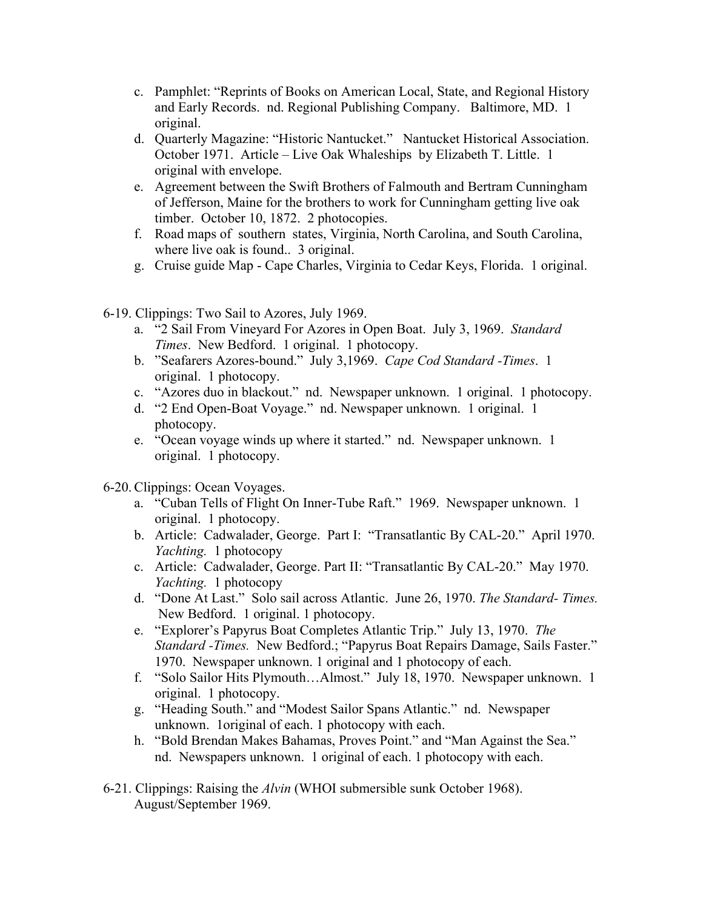c. Pamphlet: "Reprints of Books on American Local, State, and Regional History and Early Records. nd. Regional Publishing Company. Baltimore, MD. 1 original.
d. Quarterly Magazine: "Historic Nantucket." Nantucket Historical Association. October 1971. Article – Live Oak Whaleships by Elizabeth T. Little. 1 original with envelope.
e. Agreement between the Swift Brothers of Falmouth and Bertram Cunningham of Jefferson, Maine for the brothers to work for Cunningham getting live oak timber. October 10, 1872. 2 photocopies.
f. Road maps of southern states, Virginia, North Carolina, and South Carolina, where live oak is found.. 3 original.
g. Cruise guide Map - Cape Charles, Virginia to Cedar Keys, Florida. 1 original.

6-19. Clippings: Two Sail to Azores, July 1969.

a. "2 Sail From Vineyard For Azores in Open Boat. July 3, 1969. *Standard Times*. New Bedford. 1 original. 1 photocopy.
b. "Seafarers Azores-bound." July 3,1969. *Cape Cod Standard -Times*. 1 original. 1 photocopy.
c. "Azores duo in blackout." nd. Newspaper unknown. 1 original. 1 photocopy.
d. "2 End Open-Boat Voyage." nd. Newspaper unknown. 1 original. 1 photocopy.
e. "Ocean voyage winds up where it started." nd. Newspaper unknown. 1 original. 1 photocopy.

6-20. Clippings: Ocean Voyages.

a. "Cuban Tells of Flight On Inner-Tube Raft." 1969. Newspaper unknown. 1 original. 1 photocopy.
b. Article: Cadwalader, George. Part I: "Transatlantic By CAL-20." April 1970. *Yachting.* 1 photocopy
c. Article: Cadwalader, George. Part II: "Transatlantic By CAL-20." May 1970. *Yachting.* 1 photocopy
d. "Done At Last." Solo sail across Atlantic. June 26, 1970. *The Standard- Times.* New Bedford. 1 original. 1 photocopy.
e. "Explorer's Papyrus Boat Completes Atlantic Trip." July 13, 1970. *The Standard -Times.* New Bedford.; "Papyrus Boat Repairs Damage, Sails Faster." 1970. Newspaper unknown. 1 original and 1 photocopy of each.
f. "Solo Sailor Hits Plymouth…Almost." July 18, 1970. Newspaper unknown. 1 original. 1 photocopy.
g. "Heading South." and "Modest Sailor Spans Atlantic." nd. Newspaper unknown. 1original of each. 1 photocopy with each.
h. "Bold Brendan Makes Bahamas, Proves Point." and "Man Against the Sea." nd. Newspapers unknown. 1 original of each. 1 photocopy with each.

6-21. Clippings: Raising the *Alvin* (WHOI submersible sunk October 1968). August/September 1969.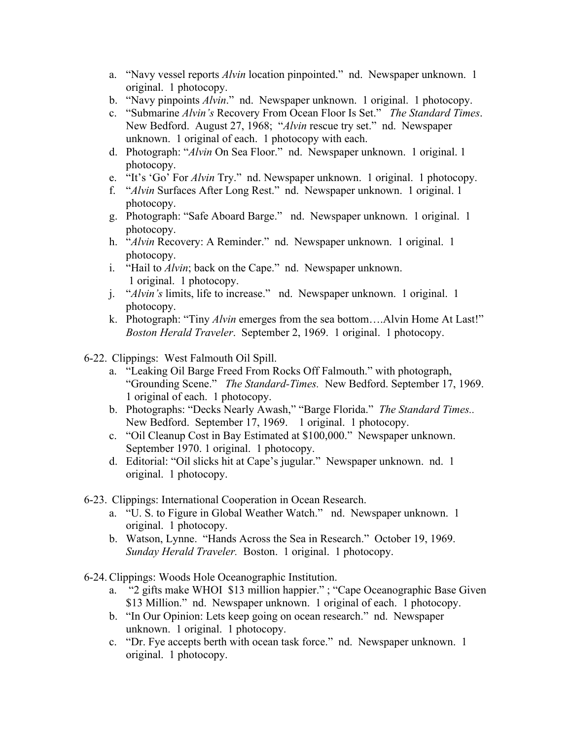a. "Navy vessel reports *Alvin* location pinpointed." nd. Newspaper unknown. 1 original. 1 photocopy.
b. "Navy pinpoints *Alvin*." nd. Newspaper unknown. 1 original. 1 photocopy.
c. "Submarine *Alvin's* Recovery From Ocean Floor Is Set." *The Standard Times*. New Bedford. August 27, 1968; "*Alvin* rescue try set." nd. Newspaper unknown. 1 original of each. 1 photocopy with each.
d. Photograph: "*Alvin* On Sea Floor." nd. Newspaper unknown. 1 original. 1 photocopy.
e. "It's 'Go' For *Alvin* Try." nd. Newspaper unknown. 1 original. 1 photocopy.
f. "*Alvin* Surfaces After Long Rest." nd. Newspaper unknown. 1 original. 1 photocopy.
g. Photograph: "Safe Aboard Barge." nd. Newspaper unknown. 1 original. 1 photocopy.
h. "*Alvin* Recovery: A Reminder." nd. Newspaper unknown. 1 original. 1 photocopy.
i. "Hail to *Alvin*; back on the Cape." nd. Newspaper unknown. 1 original. 1 photocopy.
j. "*Alvin's* limits, life to increase." nd. Newspaper unknown. 1 original. 1 photocopy.
k. Photograph: "Tiny *Alvin* emerges from the sea bottom….Alvin Home At Last!" *Boston Herald Traveler*. September 2, 1969. 1 original. 1 photocopy.

6-22. Clippings: West Falmouth Oil Spill.

a. "Leaking Oil Barge Freed From Rocks Off Falmouth." with photograph, "Grounding Scene." *The Standard-Times.* New Bedford. September 17, 1969. 1 original of each. 1 photocopy.
b. Photographs: "Decks Nearly Awash," "Barge Florida." *The Standard Times..* New Bedford. September 17, 1969. 1 original. 1 photocopy.
c. "Oil Cleanup Cost in Bay Estimated at $100,000." Newspaper unknown. September 1970. 1 original. 1 photocopy.
d. Editorial: "Oil slicks hit at Cape's jugular." Newspaper unknown. nd. 1 original. 1 photocopy.

6-23. Clippings: International Cooperation in Ocean Research.

a. "U. S. to Figure in Global Weather Watch." nd. Newspaper unknown. 1 original. 1 photocopy.
b. Watson, Lynne. "Hands Across the Sea in Research." October 19, 1969. *Sunday Herald Traveler.* Boston. 1 original. 1 photocopy.

6-24. Clippings: Woods Hole Oceanographic Institution.

a. "2 gifts make WHOI $13 million happier." ; "Cape Oceanographic Base Given $13 Million." nd. Newspaper unknown. 1 original of each. 1 photocopy.
b. "In Our Opinion: Lets keep going on ocean research." nd. Newspaper unknown. 1 original. 1 photocopy.
c. "Dr. Fye accepts berth with ocean task force." nd. Newspaper unknown. 1 original. 1 photocopy.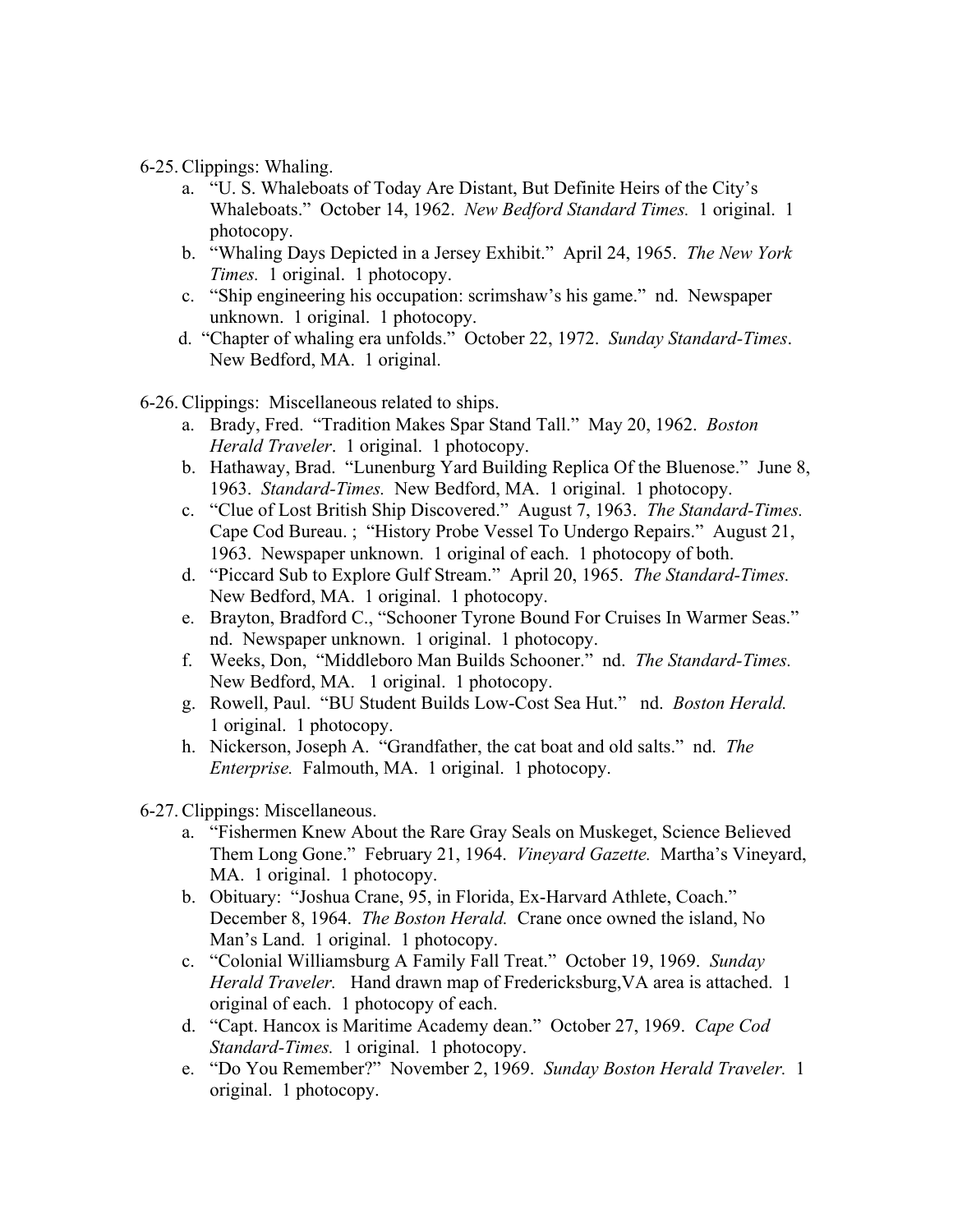6-25. Clippings: Whaling.

a. "U. S. Whaleboats of Today Are Distant, But Definite Heirs of the City's Whaleboats." October 14, 1962. *New Bedford Standard Times.* 1 original. 1 photocopy.
b. "Whaling Days Depicted in a Jersey Exhibit." April 24, 1965. *The New York Times.* 1 original. 1 photocopy.
c. "Ship engineering his occupation: scrimshaw's his game." nd. Newspaper unknown. 1 original. 1 photocopy.
d. "Chapter of whaling era unfolds." October 22, 1972. *Sunday Standard-Times*. New Bedford, MA. 1 original.

6-26. Clippings: Miscellaneous related to ships.

a. Brady, Fred. "Tradition Makes Spar Stand Tall." May 20, 1962. *Boston Herald Traveler*. 1 original. 1 photocopy.
b. Hathaway, Brad. "Lunenburg Yard Building Replica Of the Bluenose." June 8, 1963. *Standard-Times.* New Bedford, MA. 1 original. 1 photocopy.
c. "Clue of Lost British Ship Discovered." August 7, 1963. *The Standard-Times.* Cape Cod Bureau. ; "History Probe Vessel To Undergo Repairs." August 21, 1963. Newspaper unknown. 1 original of each. 1 photocopy of both.
d. "Piccard Sub to Explore Gulf Stream." April 20, 1965. *The Standard-Times.* New Bedford, MA. 1 original. 1 photocopy.
e. Brayton, Bradford C., "Schooner Tyrone Bound For Cruises In Warmer Seas." nd. Newspaper unknown. 1 original. 1 photocopy.
f. Weeks, Don, "Middleboro Man Builds Schooner." nd. *The Standard-Times.* New Bedford, MA. 1 original. 1 photocopy.
g. Rowell, Paul. "BU Student Builds Low-Cost Sea Hut." nd. *Boston Herald.* 1 original. 1 photocopy.
h. Nickerson, Joseph A. "Grandfather, the cat boat and old salts." nd. *The Enterprise.* Falmouth, MA. 1 original. 1 photocopy.

6-27. Clippings: Miscellaneous.

a. "Fishermen Knew About the Rare Gray Seals on Muskeget, Science Believed Them Long Gone." February 21, 1964. *Vineyard Gazette.* Martha's Vineyard, MA. 1 original. 1 photocopy.
b. Obituary: "Joshua Crane, 95, in Florida, Ex-Harvard Athlete, Coach." December 8, 1964. *The Boston Herald.* Crane once owned the island, No Man's Land. 1 original. 1 photocopy.
c. "Colonial Williamsburg A Family Fall Treat." October 19, 1969. *Sunday Herald Traveler.* Hand drawn map of Fredericksburg,VA area is attached. 1 original of each. 1 photocopy of each.
d. "Capt. Hancox is Maritime Academy dean." October 27, 1969. *Cape Cod Standard-Times.* 1 original. 1 photocopy.
e. "Do You Remember?" November 2, 1969. *Sunday Boston Herald Traveler.* 1 original. 1 photocopy.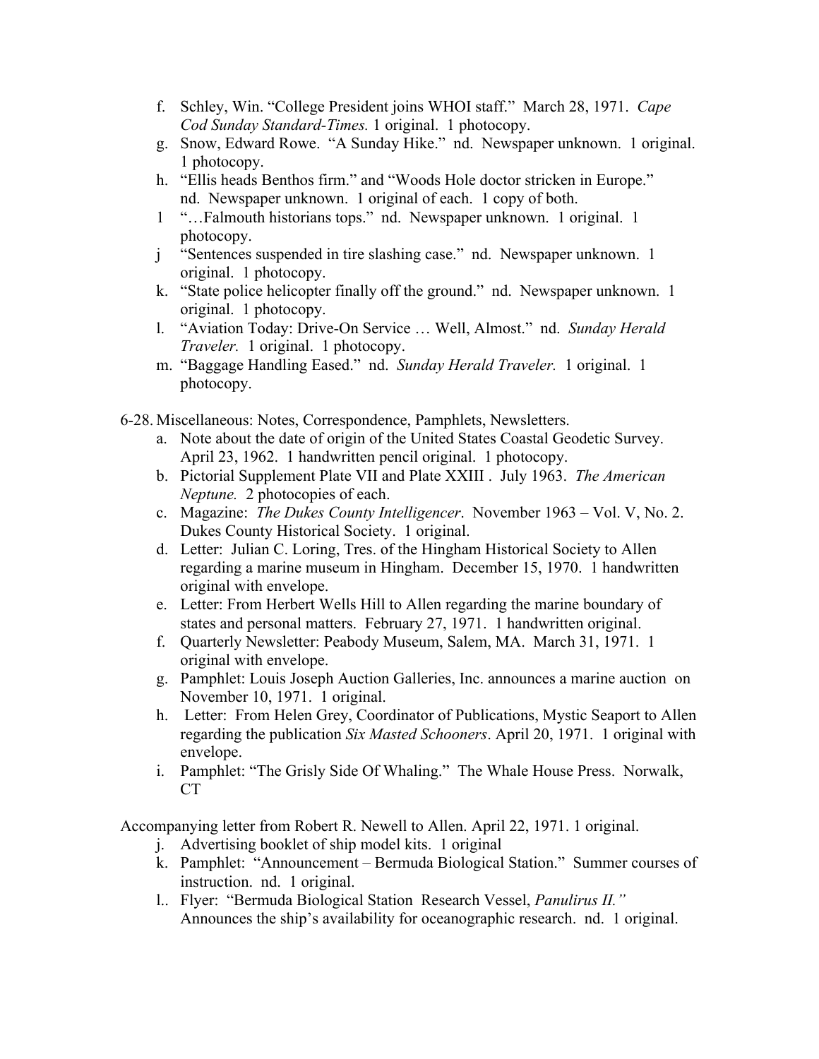f. Schley, Win. "College President joins WHOI staff." March 28, 1971. *Cape Cod Sunday Standard-Times.* 1 original. 1 photocopy.
g. Snow, Edward Rowe. "A Sunday Hike." nd. Newspaper unknown. 1 original. 1 photocopy.
h. "Ellis heads Benthos firm." and "Woods Hole doctor stricken in Europe." nd. Newspaper unknown. 1 original of each. 1 copy of both.
1 "…Falmouth historians tops." nd. Newspaper unknown. 1 original. 1 photocopy.
j "Sentences suspended in tire slashing case." nd. Newspaper unknown. 1 original. 1 photocopy.
k. "State police helicopter finally off the ground." nd. Newspaper unknown. 1 original. 1 photocopy.
l. "Aviation Today: Drive-On Service … Well, Almost." nd. *Sunday Herald Traveler.* 1 original. 1 photocopy.
m. "Baggage Handling Eased." nd. *Sunday Herald Traveler.* 1 original. 1 photocopy.

6-28. Miscellaneous: Notes, Correspondence, Pamphlets, Newsletters.

a. Note about the date of origin of the United States Coastal Geodetic Survey. April 23, 1962. 1 handwritten pencil original. 1 photocopy.
b. Pictorial Supplement Plate VII and Plate XXIII . July 1963. *The American Neptune.* 2 photocopies of each.
c. Magazine: *The Dukes County Intelligencer*. November 1963 – Vol. V, No. 2. Dukes County Historical Society. 1 original.
d. Letter: Julian C. Loring, Tres. of the Hingham Historical Society to Allen regarding a marine museum in Hingham. December 15, 1970. 1 handwritten original with envelope.
e. Letter: From Herbert Wells Hill to Allen regarding the marine boundary of states and personal matters. February 27, 1971. 1 handwritten original.
f. Quarterly Newsletter: Peabody Museum, Salem, MA. March 31, 1971. 1 original with envelope.
g. Pamphlet: Louis Joseph Auction Galleries, Inc. announces a marine auction on November 10, 1971. 1 original.
h. Letter: From Helen Grey, Coordinator of Publications, Mystic Seaport to Allen regarding the publication *Six Masted Schooners*. April 20, 1971. 1 original with envelope.
i. Pamphlet: "The Grisly Side Of Whaling." The Whale House Press. Norwalk, CT

Accompanying letter from Robert R. Newell to Allen. April 22, 1971. 1 original.

j. Advertising booklet of ship model kits. 1 original
k. Pamphlet: "Announcement – Bermuda Biological Station." Summer courses of instruction. nd. 1 original.
l.. Flyer: "Bermuda Biological Station Research Vessel, *Panulirus II."* Announces the ship's availability for oceanographic research. nd. 1 original.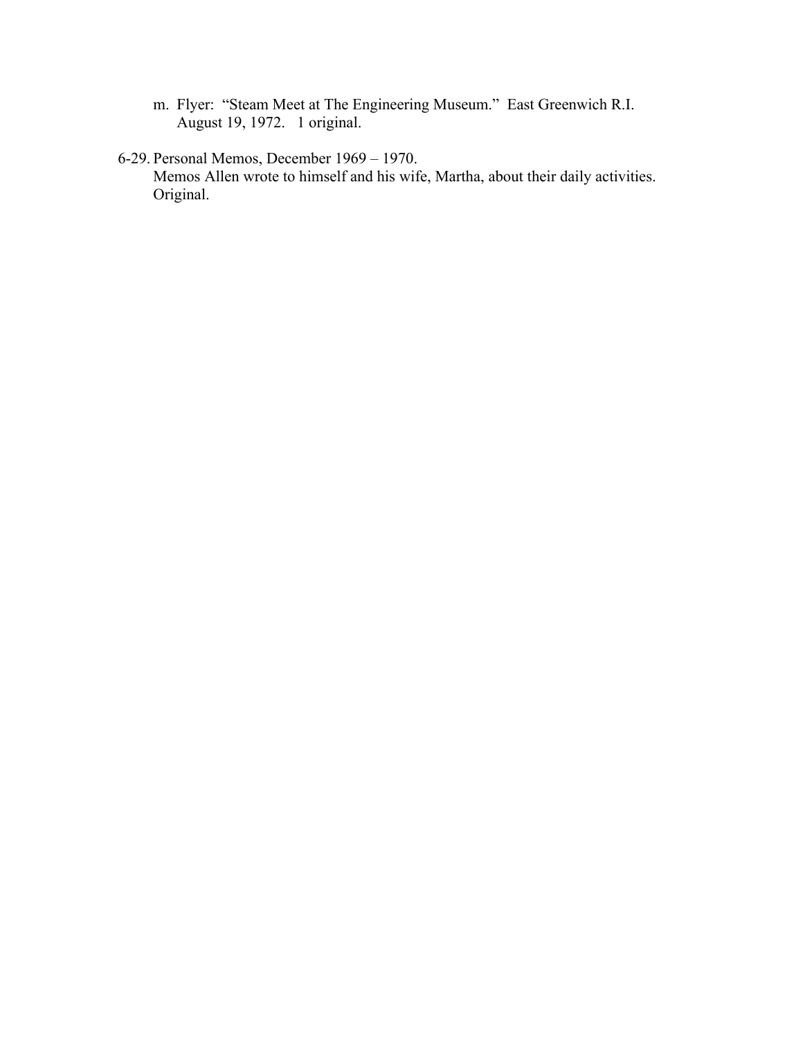m. Flyer: "Steam Meet at The Engineering Museum." East Greenwich R.I. August 19, 1972. 1 original.

6-29. Personal Memos, December 1969 – 1970.
Memos Allen wrote to himself and his wife, Martha, about their daily activities. Original.